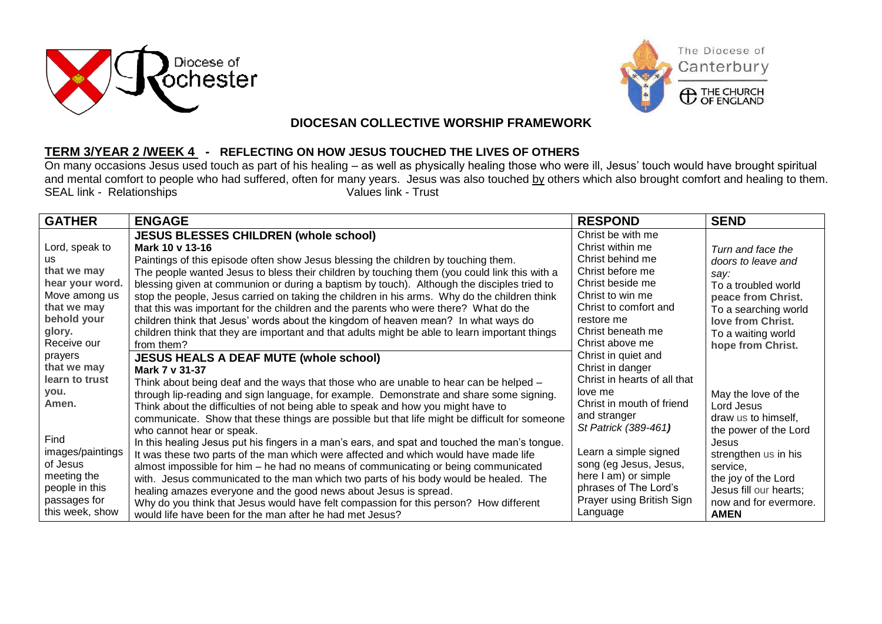Diocese of Rochester

The Diocese of Canterbury
THE CHURCH OF ENGLAND

# DIOCESAN COLLECTIVE WORSHIP FRAMEWORK

## TERM 3/YEAR 2 /WEEK 4 - REFLECTING ON HOW JESUS TOUCHED THE LIVES OF OTHERS

On many occasions Jesus used touch as part of his healing – as well as physically healing those who were ill, Jesus' touch would have brought spiritual and mental comfort to people who had suffered, often for many years. Jesus was also touched by others which also brought comfort and healing to them.
SEAL link - Relationships Values link - Trust

| GATHER | ENGAGE | RESPOND | SEND |
|---|---|---|---|
| Lord, speak to us **that we may hear your word.** Move among us **that we may behold your glory.** Receive our prayers **that we may learn to trust you. Amen.**<br><br>Find images/paintings of Jesus meeting the people in this passages for this week, show | **JESUS BLESSES CHILDREN (whole school)**<br>**Mark 10 v 13-16**<br>Paintings of this episode often show Jesus blessing the children by touching them.<br>The people wanted Jesus to bless their children by touching them (you could link this with a blessing given at communion or during a baptism by touch). Although the disciples tried to stop the people, Jesus carried on taking the children in his arms. Why do the children think that this was important for the children and the parents who were there? What do the children think that Jesus' words about the kingdom of heaven mean? In what ways do children think that they are important and that adults might be able to learn important things from them?<br>**JESUS HEALS A DEAF MUTE (whole school)**<br>**Mark 7 v 31-37**<br>Think about being deaf and the ways that those who are unable to hear can be helped – through lip-reading and sign language, for example. Demonstrate and share some signing. Think about the difficulties of not being able to speak and how you might have to communicate. Show that these things are possible but that life might be difficult for someone who cannot hear or speak.<br>In this healing Jesus put his fingers in a man's ears, and spat and touched the man's tongue. It was these two parts of the man which were affected and which would have made life almost impossible for him – he had no means of communicating or being communicated with. Jesus communicated to the man which two parts of his body would be healed. The healing amazes everyone and the good news about Jesus is spread.<br>Why do you think that Jesus would have felt compassion for this person? How different would life have been for the man after he had met Jesus? | Christ be with me<br>Christ within me<br>Christ behind me<br>Christ before me<br>Christ beside me<br>Christ to win me<br>Christ to comfort and restore me<br>Christ beneath me<br>Christ above me<br>Christ in quiet and<br>Christ in danger<br>Christ in hearts of all that love me<br>Christ in mouth of friend and stranger<br>*St Patrick (389-461)*<br><br>Learn a simple signed song (eg Jesus, Jesus, here I am) or simple phrases of The Lord's Prayer using British Sign Language | *Turn and face the doors to leave and say:*<br>To a troubled world **peace from Christ.**<br>To a searching world **love from Christ.**<br>To a waiting world **hope from Christ.**<br><br>May the love of the Lord Jesus draw us to himself, the power of the Lord Jesus strengthen us in his service, the joy of the Lord Jesus fill our hearts; now and for evermore. **AMEN** |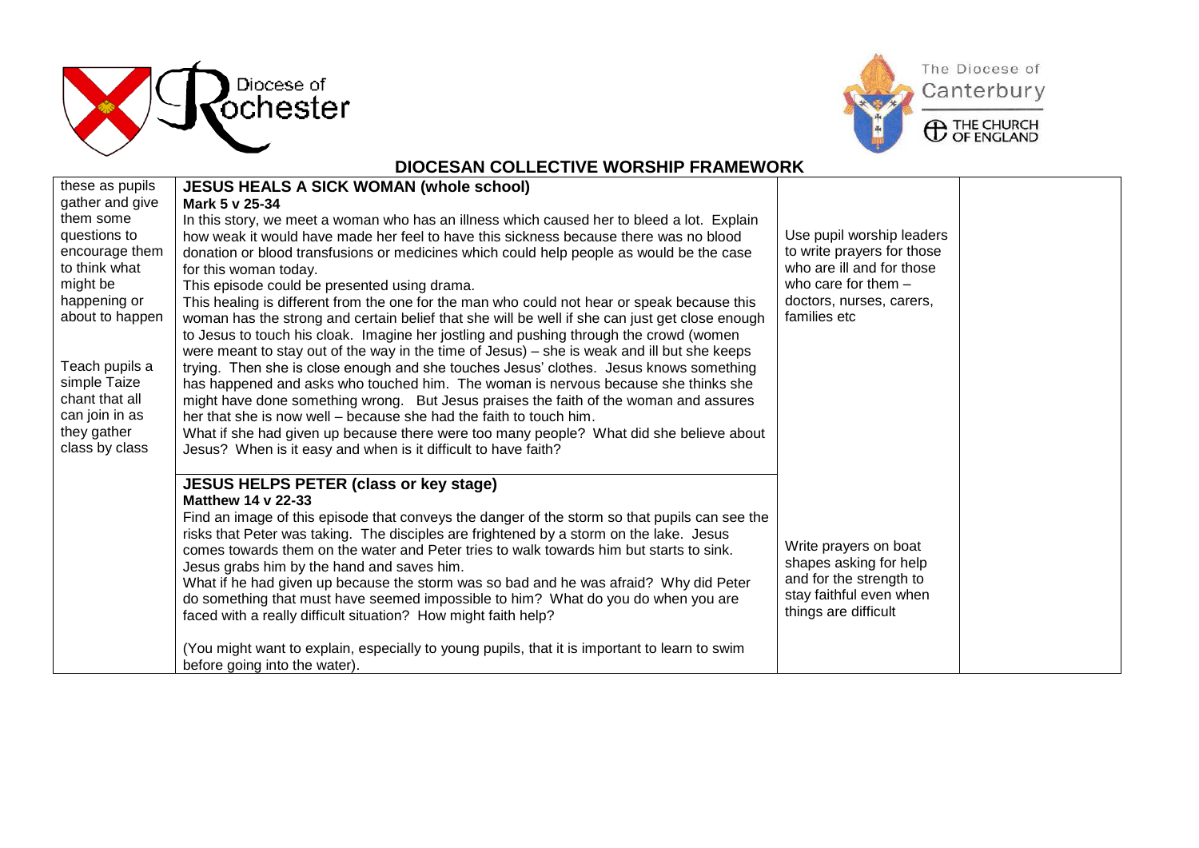## DIOCESAN COLLECTIVE WORSHIP FRAMEWORK

| | | | |
|---|---|---|---|
| these as pupils gather and give them some questions to encourage them to think what might be happening or about to happen<br><br>Teach pupils a simple Taize chant that all can join in as they gather class by class | **JESUS HEALS A SICK WOMAN (whole school)**<br>**Mark 5 v 25-34**<br>In this story, we meet a woman who has an illness which caused her to bleed a lot. Explain how weak it would have made her feel to have this sickness because there was no blood donation or blood transfusions or medicines which could help people as would be the case for this woman today.<br>This episode could be presented using drama.<br>This healing is different from the one for the man who could not hear or speak because this woman has the strong and certain belief that she will be well if she can just get close enough to Jesus to touch his cloak. Imagine her jostling and pushing through the crowd (women were meant to stay out of the way in the time of Jesus) – she is weak and ill but she keeps trying. Then she is close enough and she touches Jesus' clothes. Jesus knows something has happened and asks who touched him. The woman is nervous because she thinks she might have done something wrong. But Jesus praises the faith of the woman and assures her that she is now well – because she had the faith to touch him.<br>What if she had given up because there were too many people? What did she believe about Jesus? When is it easy and when is it difficult to have faith? | Use pupil worship leaders to write prayers for those who are ill and for those who care for them – doctors, nurses, carers, families etc | |
| | **JESUS HELPS PETER (class or key stage)**<br>**Matthew 14 v 22-33**<br>Find an image of this episode that conveys the danger of the storm so that pupils can see the risks that Peter was taking. The disciples are frightened by a storm on the lake. Jesus comes towards them on the water and Peter tries to walk towards him but starts to sink. Jesus grabs him by the hand and saves him.<br>What if he had given up because the storm was so bad and he was afraid? Why did Peter do something that must have seemed impossible to him? What do you do when you are faced with a really difficult situation? How might faith help?<br><br>(You might want to explain, especially to young pupils, that it is important to learn to swim before going into the water). | Write prayers on boat shapes asking for help and for the strength to stay faithful even when things are difficult | |